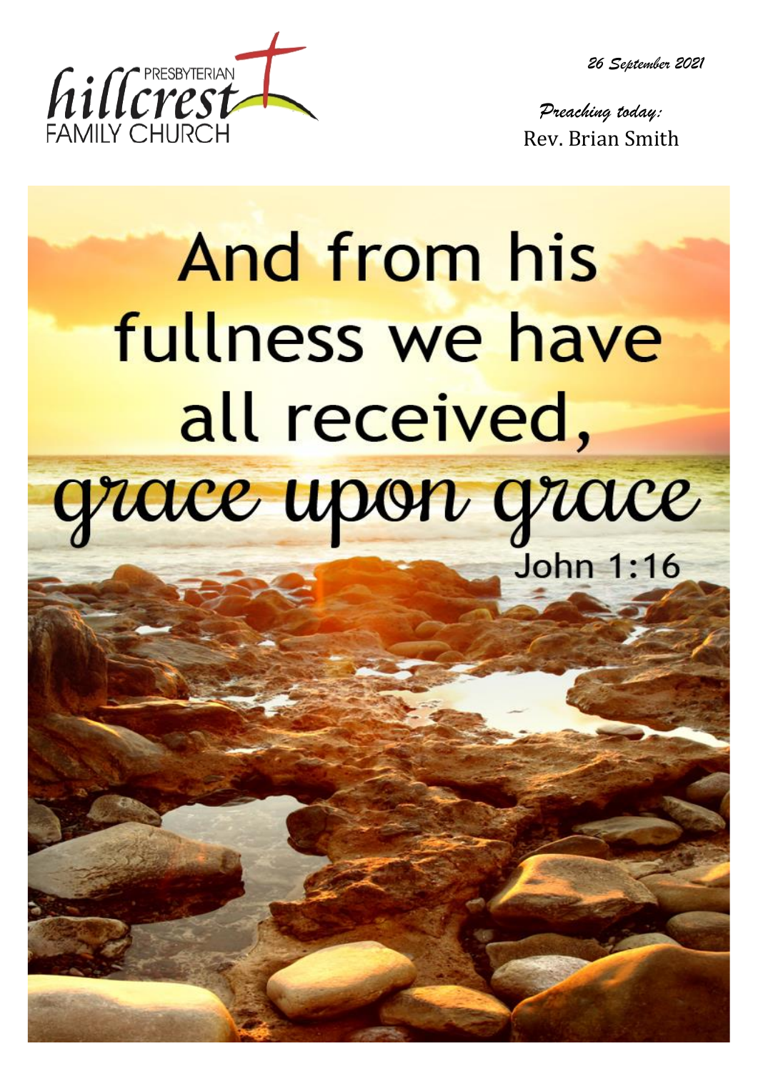hillcrest PRESBYTERIAN FAMILY CHURCH

*26 September 2021*

*Preaching today:*
Rev. Brian Smith

# And from his fullness we have all received, grace upon grace

John 1:16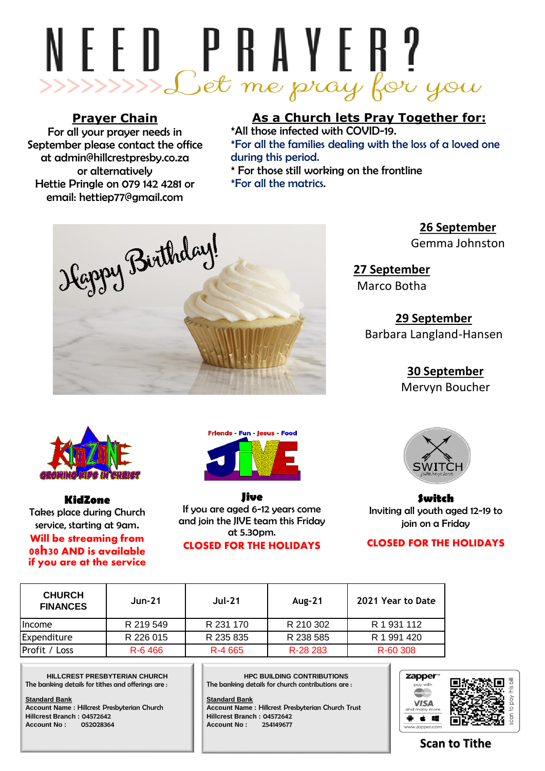# NEED PRAYER?

>>>>>>>>>Let me pray for you

## Prayer Chain

For all your prayer needs in September please contact the office at admin@hillcrestpresby.co.za or alternatively Hettie Pringle on 079 142 4281 or email: hettiep77@gmail.com

## As a Church lets Pray Together for:

*All those infected with COVID-19.
*For all the families dealing with the loss of a loved one during this period.
* For those still working on the frontline
*For all the matrics.

Happy Birthday!

**26 September**
Gemma Johnston

**27 September**
Marco Botha

**29 September**
Barbara Langland-Hansen

**30 September**
Mervyn Boucher

KIDZONE
GROWING KIDS IN CHRIST

**KidZone**
Takes place during Church service, starting at 9am.
**Will be streaming from 08h30 AND is available if you are at the service**

Friends - Fun - Jesus - Food
JIVE

**Jive**
If you are aged 6-12 years come and join the JIVE team this Friday at 5.30pm.
**CLOSED FOR THE HOLIDAYS**

SWITCH
faith.hope.love

**Switch**
Inviting all youth aged 12-19 to join on a Friday
**CLOSED FOR THE HOLIDAYS**

| CHURCH FINANCES | Jun-21 | Jul-21 | Aug-21 | 2021 Year to Date |
|---|---|---|---|---|
| Income | R 219 549 | R 231 170 | R 210 302 | R 1 931 112 |
| Expenditure | R 226 015 | R 235 835 | R 238 585 | R 1 991 420 |
| Profit / Loss | R-6 466 | R-4 665 | R-28 283 | R-60 308 |

**HILLCREST PRESBYTERIAN CHURCH**
The banking details for tithes and offerings are :

**Standard Bank**
**Account Name :** Hillcrest Presbyterian Church
**Hillcrest Branch :** 04572642
**Account No :** 052028364

**HPC BUILDING CONTRIBUTIONS**
The banking details for church contributions are :

**Standard Bank**
**Account Name :** Hillcrest Presbyterian Church Trust
**Hillcrest Branch :** 04572642
**Account No :** 254149677

zapper pay with VISA and many more www.zapper.com scan to pay this bill

**Scan to Tithe**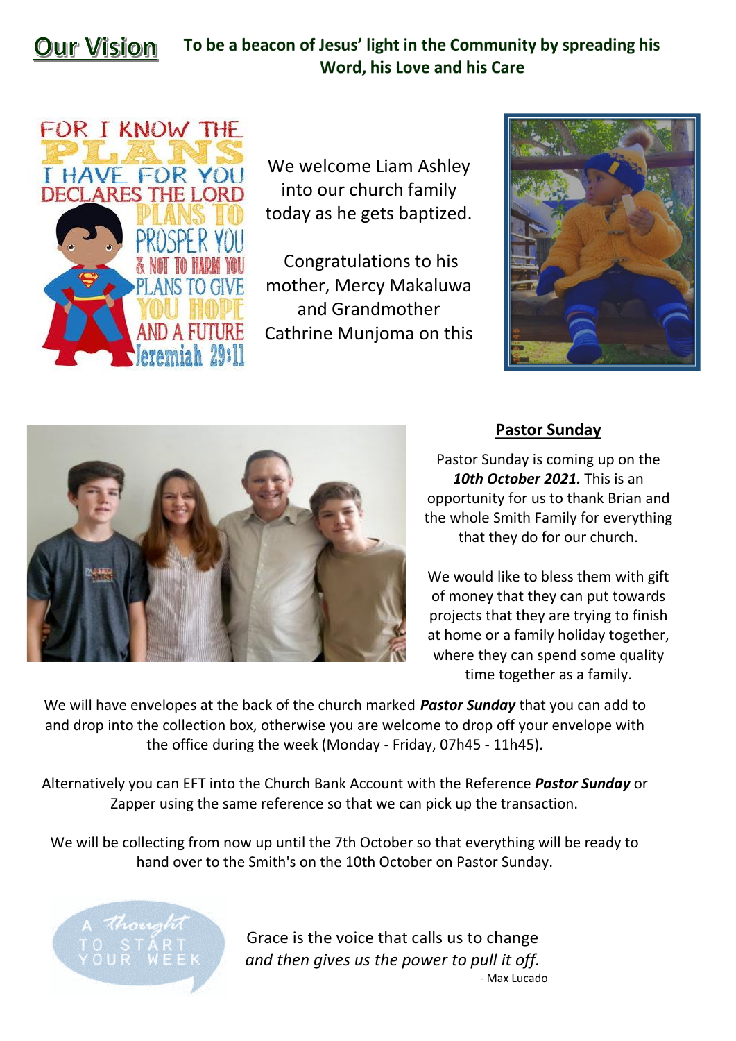## Our Vision

**To be a beacon of Jesus' light in the Community by spreading his Word, his Love and his Care**

We welcome Liam Ashley into our church family today as he gets baptized.

Congratulations to his mother, Mercy Makaluwa and Grandmother Cathrine Munjoma on this

## Pastor Sunday

Pastor Sunday is coming up on the ***10th October 2021.*** This is an opportunity for us to thank Brian and the whole Smith Family for everything that they do for our church.

We would like to bless them with gift of money that they can put towards projects that they are trying to finish at home or a family holiday together, where they can spend some quality time together as a family.

We will have envelopes at the back of the church marked ***Pastor Sunday*** that you can add to and drop into the collection box, otherwise you are welcome to drop off your envelope with the office during the week (Monday - Friday, 07h45 - 11h45).

Alternatively you can EFT into the Church Bank Account with the Reference ***Pastor Sunday*** or Zapper using the same reference so that we can pick up the transaction.

We will be collecting from now up until the 7th October so that everything will be ready to hand over to the Smith's on the 10th October on Pastor Sunday.

A thought TO START YOUR WEEK

Grace is the voice that calls us to change *and then gives us the power to pull it off.*

- Max Lucado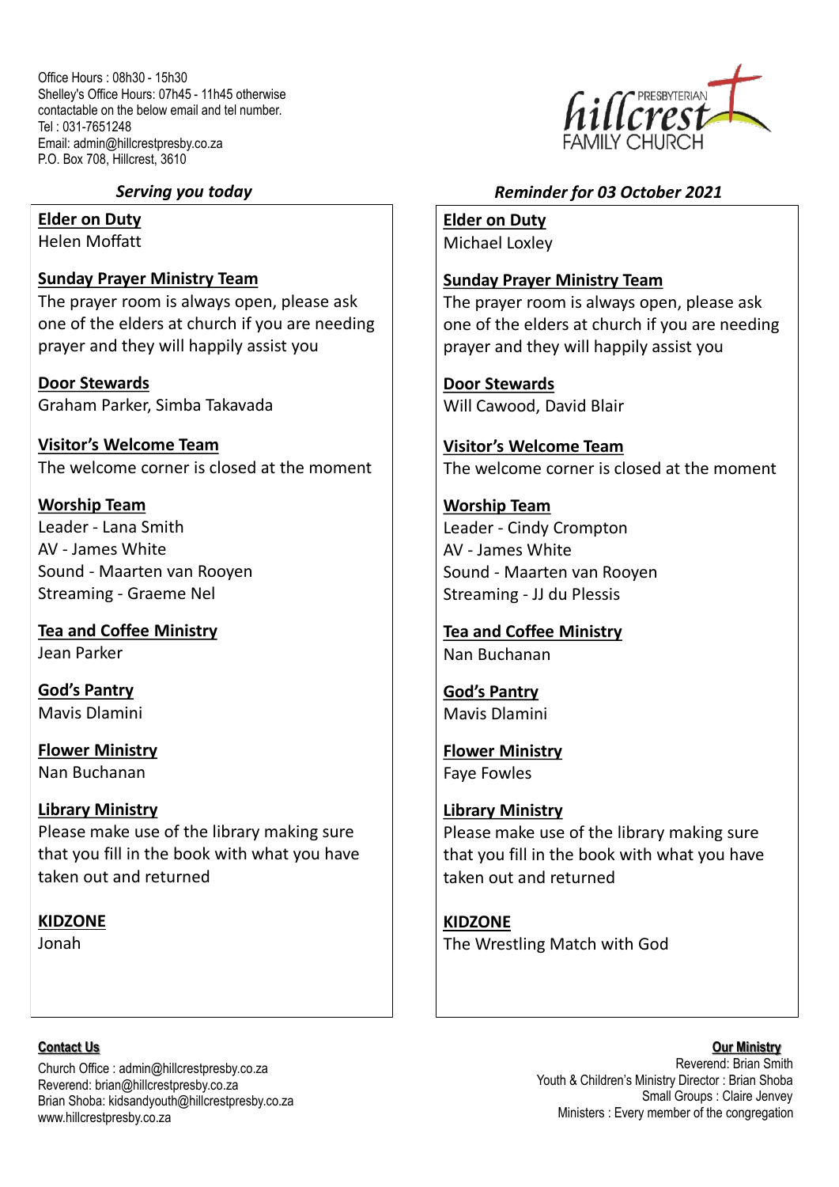Office Hours : 08h30 - 15h30
Shelley's Office Hours: 07h45 - 11h45 otherwise contactable on the below email and tel number.
Tel : 031-7651248
Email: admin@hillcrestpresby.co.za
P.O. Box 708, Hillcrest, 3610

hillcrest PRESBYTERIAN FAMILY CHURCH

### *Serving you today*

**Elder on Duty**
Helen Moffatt

**Sunday Prayer Ministry Team**
The prayer room is always open, please ask one of the elders at church if you are needing prayer and they will happily assist you

**Door Stewards**
Graham Parker, Simba Takavada

**Visitor's Welcome Team**
The welcome corner is closed at the moment

**Worship Team**
Leader - Lana Smith
AV - James White
Sound - Maarten van Rooyen
Streaming - Graeme Nel

**Tea and Coffee Ministry**
Jean Parker

**God's Pantry**
Mavis Dlamini

**Flower Ministry**
Nan Buchanan

**Library Ministry**
Please make use of the library making sure that you fill in the book with what you have taken out and returned

**KIDZONE**
Jonah

### *Reminder for 03 October 2021*

**Elder on Duty**
Michael Loxley

**Sunday Prayer Ministry Team**
The prayer room is always open, please ask one of the elders at church if you are needing prayer and they will happily assist you

**Door Stewards**
Will Cawood, David Blair

**Visitor's Welcome Team**
The welcome corner is closed at the moment

**Worship Team**
Leader - Cindy Crompton
AV - James White
Sound - Maarten van Rooyen
Streaming - JJ du Plessis

**Tea and Coffee Ministry**
Nan Buchanan

**God's Pantry**
Mavis Dlamini

**Flower Ministry**
Faye Fowles

**Library Ministry**
Please make use of the library making sure that you fill in the book with what you have taken out and returned

**KIDZONE**
The Wrestling Match with God

**Contact Us**
Church Office : admin@hillcrestpresby.co.za
Reverend: brian@hillcrestpresby.co.za
Brian Shoba: kidsandyouth@hillcrestpresby.co.za
www.hillcrestpresby.co.za

**Our Ministry**
Reverend: Brian Smith
Youth & Children's Ministry Director : Brian Shoba
Small Groups : Claire Jenvey
Ministers : Every member of the congregation